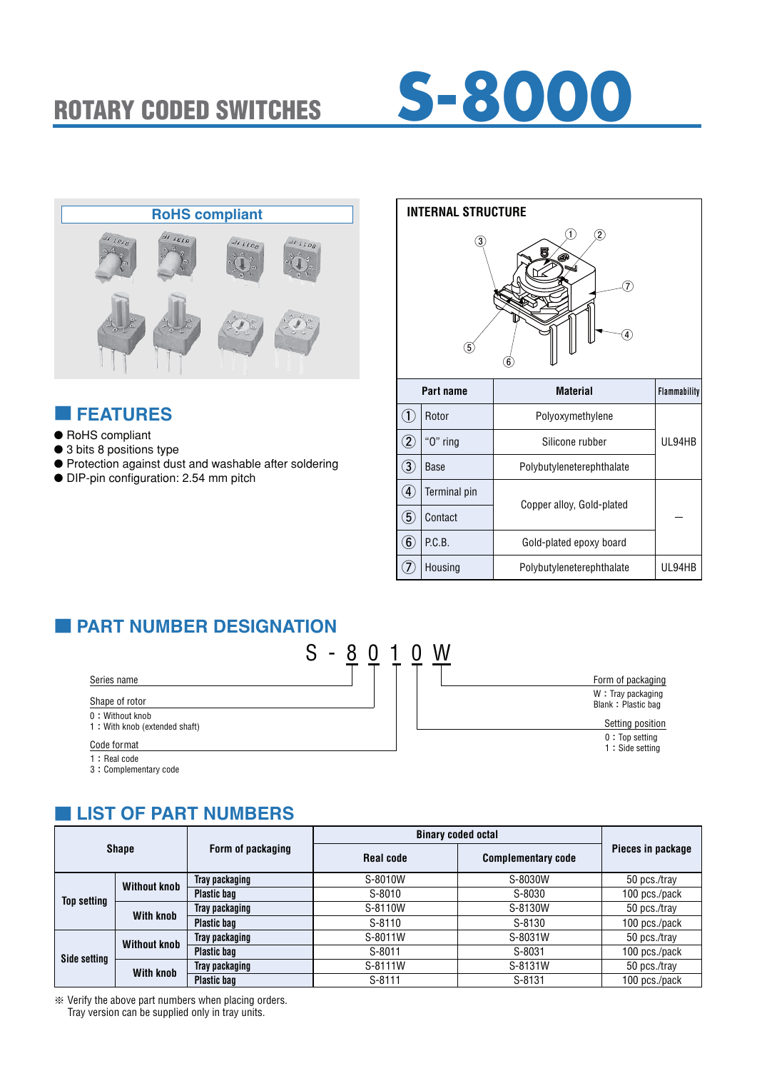# ROTARY CODED SWITCHES S-8000

RoHS compliant

## FEATURES

- RoHS compliant
- 3 bits 8 positions type
- Protection against dust and washable after soldering
- DIP-pin configuration: 2.54 mm pitch

## INTERNAL STRUCTURE

| | Part name | Material | Flammability |
|---|---|---|---|
| ① | Rotor | Polyoxymethylene | UL94HB |
| ② | "O" ring | Silicone rubber | |
| ③ | Base | Polybutyleneterephthalate | |
| ④ | Terminal pin | Copper alloy, Gold-plated | — |
| ⑤ | Contact | | |
| ⑥ | P.C.B. | Gold-plated epoxy board | |
| ⑦ | Housing | Polybutyleneterephthalate | UL94HB |

## PART NUMBER DESIGNATION

S - 8 0 1 0 W

- Series name: 8
- Shape of rotor
  - 0 : Without knob
  - 1 : With knob (extended shaft)
- Code format
  - 1 : Real code
  - 3 : Complementary code
- Setting position
  - 0 : Top setting
  - 1 : Side setting
- Form of packaging
  - W : Tray packaging
  - Blank : Plastic bag

## LIST OF PART NUMBERS

| Shape | | Form of packaging | Binary coded octal | | Pieces in package |
|---|---|---|---|---|---|
| | | | Real code | Complementary code | |
| Top setting | Without knob | Tray packaging | S-8010W | S-8030W | 50 pcs./tray |
| | | Plastic bag | S-8010 | S-8030 | 100 pcs./pack |
| | With knob | Tray packaging | S-8110W | S-8130W | 50 pcs./tray |
| | | Plastic bag | S-8110 | S-8130 | 100 pcs./pack |
| Side setting | Without knob | Tray packaging | S-8011W | S-8031W | 50 pcs./tray |
| | | Plastic bag | S-8011 | S-8031 | 100 pcs./pack |
| | With knob | Tray packaging | S-8111W | S-8131W | 50 pcs./tray |
| | | Plastic bag | S-8111 | S-8131 | 100 pcs./pack |

※ Verify the above part numbers when placing orders.
Tray version can be supplied only in tray units.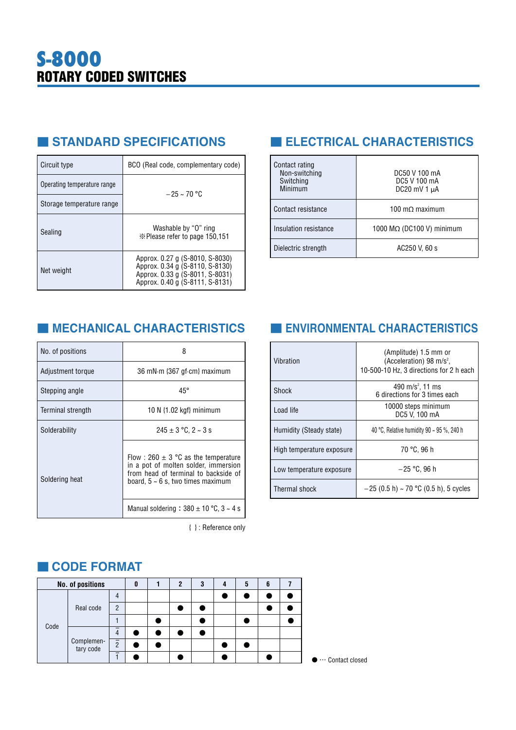# S-8000

## ROTARY CODED SWITCHES

## STANDARD SPECIFICATIONS

| | |
|---|---|
| Circuit type | BCO (Real code, complementary code) |
| Operating temperature range | −25 ~ 70 °C |
| Storage temperature range | |
| Sealing | Washable by "O" ring<br>※Please refer to page 150,151 |
| Net weight | Approx. 0.27 g (S-8010, S-8030)<br>Approx. 0.34 g (S-8110, S-8130)<br>Approx. 0.33 g (S-8011, S-8031)<br>Approx. 0.40 g (S-8111, S-8131) |

## ELECTRICAL CHARACTERISTICS

| | |
|---|---|
| Contact rating<br>Non-switching<br>Switching<br>Minimum | <br>DC50 V 100 mA<br>DC5 V 100 mA<br>DC20 mV 1 μA |
| Contact resistance | 100 mΩ maximum |
| Insulation resistance | 1000 MΩ (DC100 V) minimum |
| Dielectric strength | AC250 V, 60 s |

## MECHANICAL CHARACTERISTICS

| | |
|---|---|
| No. of positions | 8 |
| Adjustment torque | 36 mN·m {367 gf·cm} maximum |
| Stepping angle | 45° |
| Terminal strength | 10 N {1.02 kgf} minimum |
| Solderability | 245 ± 3 °C, 2 ~ 3 s |
| Soldering heat | Flow : 260 ± 3 °C as the temperature in a pot of molten solder, immersion from head of terminal to backside of board, 5 ~ 6 s, two times maximum |
| | Manual soldering : 380 ± 10 °C, 3 ~ 4 s |

{ } : Reference only

## ENVIRONMENTAL CHARACTERISTICS

| | |
|---|---|
| Vibration | (Amplitude) 1.5 mm or<br>(Acceleration) 98 m/s$^2$,<br>10-500-10 Hz, 3 directions for 2 h each |
| Shock | 490 m/s$^2$, 11 ms<br>6 directions for 3 times each |
| Load life | 10000 steps minimum<br>DC5 V, 100 mA |
| Humidity (Steady state) | 40 °C, Relative humidity 90 ~ 95 %, 240 h |
| High temperature exposure | 70 °C, 96 h |
| Low temperature exposure | −25 °C, 96 h |
| Thermal shock | −25 (0.5 h) ~ 70 °C (0.5 h), 5 cycles |

## CODE FORMAT

| No. of positions | | | 0 | 1 | 2 | 3 | 4 | 5 | 6 | 7 |
|---|---|---|---|---|---|---|---|---|---|---|
| Code | Real code | 4 | | | | | ● | ● | ● | ● |
| | | 2 | | | ● | ● | | | ● | ● |
| | | 1 | | ● | | ● | | ● | | ● |
| | Complementary code | $\overline{4}$ | ● | ● | ● | ● | | | | |
| | | $\overline{2}$ | ● | ● | | | ● | ● | | |
| | | $\overline{1}$ | ● | | ● | | ● | | ● | |

● ··· Contact closed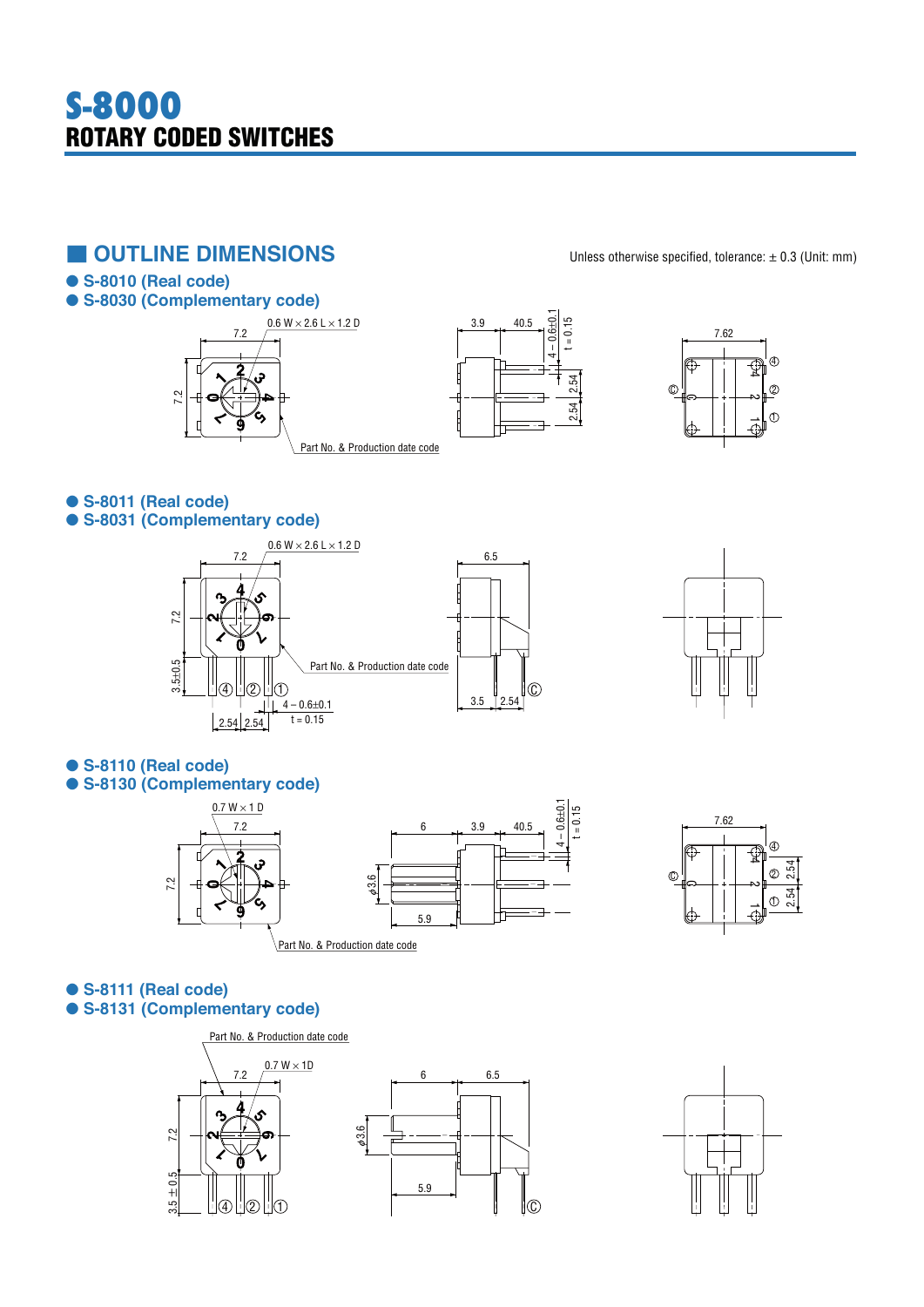# S-8000
## ROTARY CODED SWITCHES

## ■ OUTLINE DIMENSIONS

Unless otherwise specified, tolerance: ± 0.3 (Unit: mm)

- S-8010 (Real code)
- S-8030 (Complementary code)

0.6 W × 2.6 L × 1.2 D
7.2
7.2
Part No. & Production date code
3.9
40.5
4 – 0.6±0.1
t = 0.15
2.54
2.54
7.62
④ ② ① Ⓒ

- S-8011 (Real code)
- S-8031 (Complementary code)

0.6 W × 2.6 L × 1.2 D
7.2
7.2
3.5±0.5
Part No. & Production date code
④ ② ①
4 – 0.6±0.1
t = 0.15
2.54 2.54
6.5
3.5 2.54
Ⓒ

- S-8110 (Real code)
- S-8130 (Complementary code)

0.7 W × 1 D
7.2
7.2
Part No. & Production date code
6
3.9
40.5
4 – 0.6±0.1
t = 0.15
φ3.6
5.9
7.62
④ ② ① Ⓒ
2.54
2.54

- S-8111 (Real code)
- S-8131 (Complementary code)

Part No. & Production date code
0.7 W × 1D
7.2
7.2
3.5 ± 0.5
④ ② ①
6
6.5
φ3.6
5.9
Ⓒ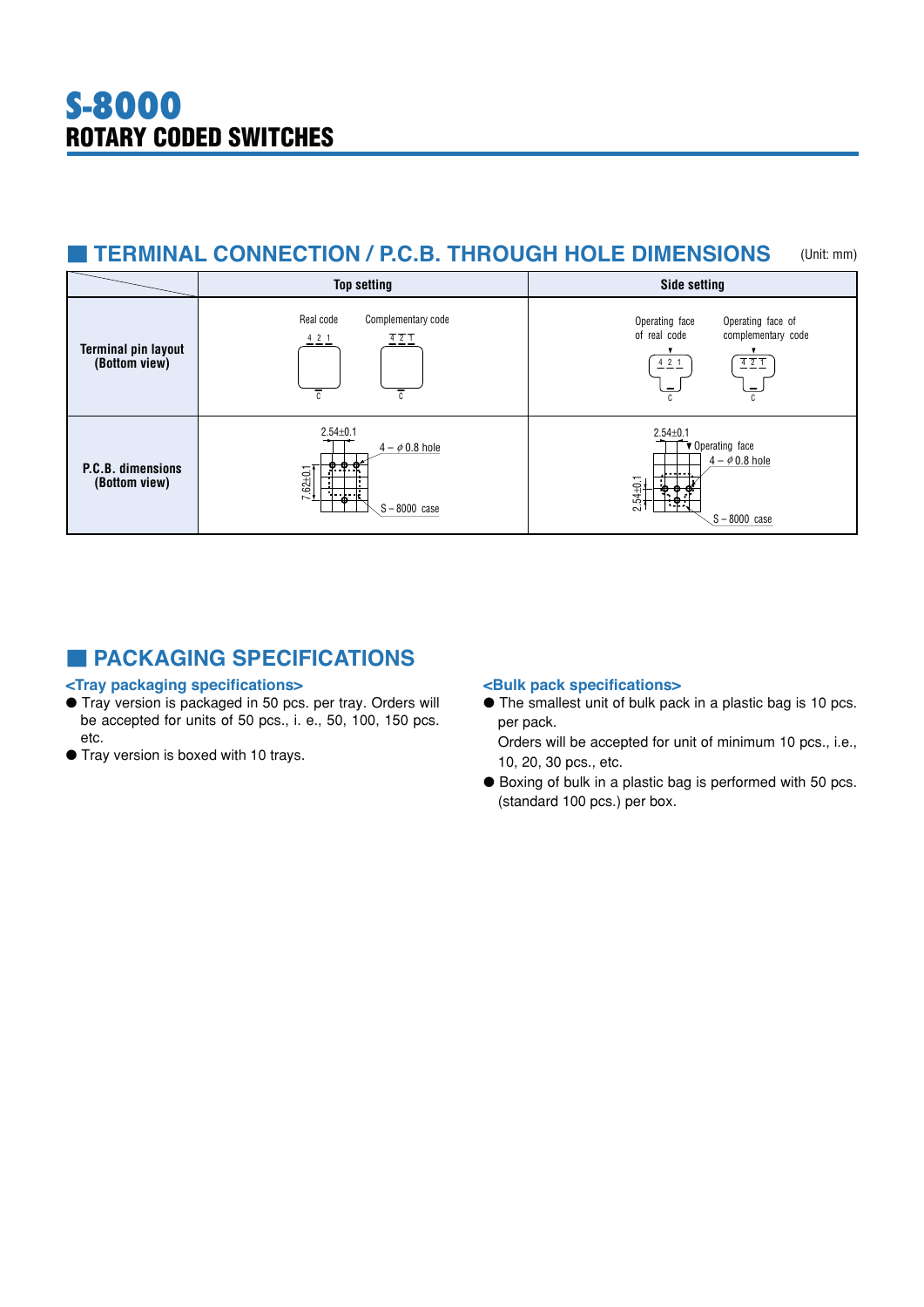# S-8000
## ROTARY CODED SWITCHES

## TERMINAL CONNECTION / P.C.B. THROUGH HOLE DIMENSIONS

(Unit: mm)

| | Top setting | Side setting |
|---|---|---|
| Terminal pin layout (Bottom view) | Real code 4 2 1 C; Complementary code 4 2 1 C | Operating face of real code 4 2 1 C; Operating face of complementary code 4 2 1 C |
| P.C.B. dimensions (Bottom view) | 2.54±0.1; 4 – φ0.8 hole; 7.62±0.1; S – 8000 case | 2.54±0.1; Operating face; 4 – φ0.8 hole; 2.54±0.1; S – 8000 case |

## PACKAGING SPECIFICATIONS

### <Tray packaging specifications>

- Tray version is packaged in 50 pcs. per tray. Orders will be accepted for units of 50 pcs., i. e., 50, 100, 150 pcs. etc.
- Tray version is boxed with 10 trays.

### <Bulk pack specifications>

- The smallest unit of bulk pack in a plastic bag is 10 pcs. per pack.
  Orders will be accepted for unit of minimum 10 pcs., i.e., 10, 20, 30 pcs., etc.
- Boxing of bulk in a plastic bag is performed with 50 pcs. (standard 100 pcs.) per box.